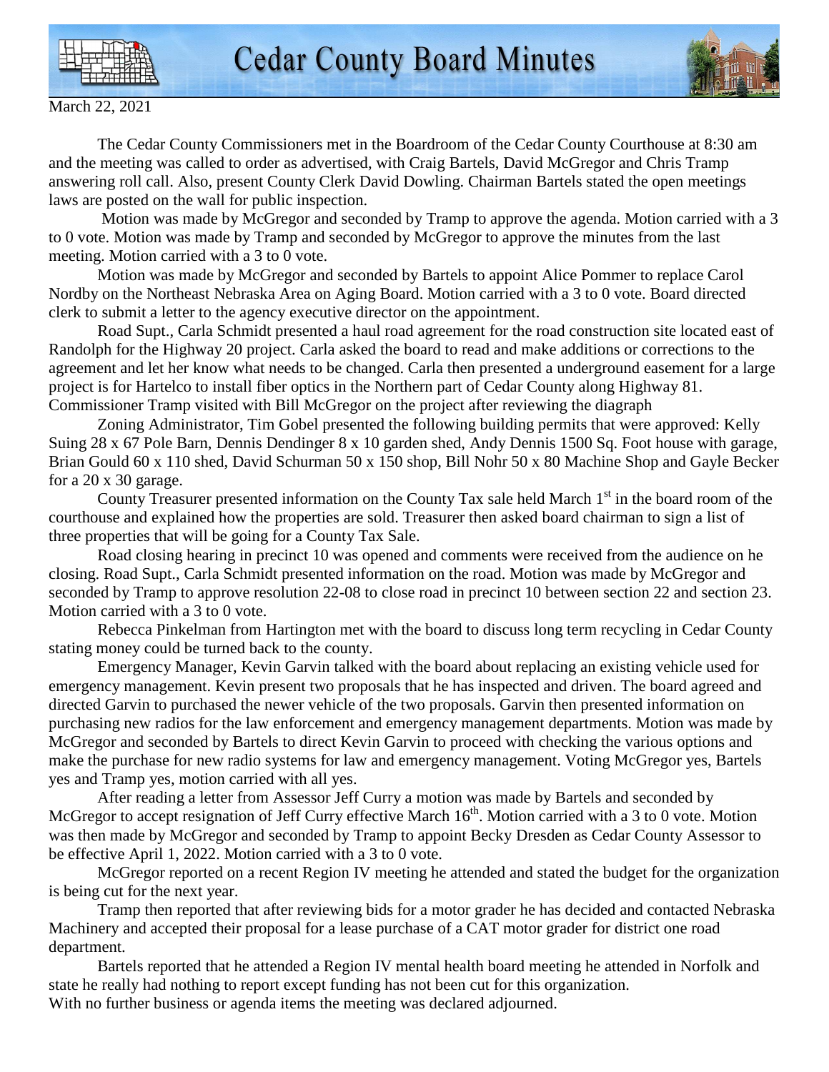# Cedar County Board Minutes

March 22, 2021

The Cedar County Commissioners met in the Boardroom of the Cedar County Courthouse at 8:30 am and the meeting was called to order as advertised, with Craig Bartels, David McGregor and Chris Tramp answering roll call. Also, present County Clerk David Dowling. Chairman Bartels stated the open meetings laws are posted on the wall for public inspection.

Motion was made by McGregor and seconded by Tramp to approve the agenda. Motion carried with a 3 to 0 vote. Motion was made by Tramp and seconded by McGregor to approve the minutes from the last meeting. Motion carried with a 3 to 0 vote.

Motion was made by McGregor and seconded by Bartels to appoint Alice Pommer to replace Carol Nordby on the Northeast Nebraska Area on Aging Board. Motion carried with a 3 to 0 vote. Board directed clerk to submit a letter to the agency executive director on the appointment.

Road Supt., Carla Schmidt presented a haul road agreement for the road construction site located east of Randolph for the Highway 20 project. Carla asked the board to read and make additions or corrections to the agreement and let her know what needs to be changed. Carla then presented a underground easement for a large project is for Hartelco to install fiber optics in the Northern part of Cedar County along Highway 81. Commissioner Tramp visited with Bill McGregor on the project after reviewing the diagraph

Zoning Administrator, Tim Gobel presented the following building permits that were approved: Kelly Suing 28 x 67 Pole Barn, Dennis Dendinger 8 x 10 garden shed, Andy Dennis 1500 Sq. Foot house with garage, Brian Gould 60 x 110 shed, David Schurman 50 x 150 shop, Bill Nohr 50 x 80 Machine Shop and Gayle Becker for a 20 x 30 garage.

County Treasurer presented information on the County Tax sale held March 1st in the board room of the courthouse and explained how the properties are sold. Treasurer then asked board chairman to sign a list of three properties that will be going for a County Tax Sale.

Road closing hearing in precinct 10 was opened and comments were received from the audience on he closing. Road Supt., Carla Schmidt presented information on the road. Motion was made by McGregor and seconded by Tramp to approve resolution 22-08 to close road in precinct 10 between section 22 and section 23. Motion carried with a 3 to 0 vote.

Rebecca Pinkelman from Hartington met with the board to discuss long term recycling in Cedar County stating money could be turned back to the county.

Emergency Manager, Kevin Garvin talked with the board about replacing an existing vehicle used for emergency management. Kevin present two proposals that he has inspected and driven. The board agreed and directed Garvin to purchased the newer vehicle of the two proposals. Garvin then presented information on purchasing new radios for the law enforcement and emergency management departments. Motion was made by McGregor and seconded by Bartels to direct Kevin Garvin to proceed with checking the various options and make the purchase for new radio systems for law and emergency management. Voting McGregor yes, Bartels yes and Tramp yes, motion carried with all yes.

After reading a letter from Assessor Jeff Curry a motion was made by Bartels and seconded by McGregor to accept resignation of Jeff Curry effective March 16th. Motion carried with a 3 to 0 vote. Motion was then made by McGregor and seconded by Tramp to appoint Becky Dresden as Cedar County Assessor to be effective April 1, 2022. Motion carried with a 3 to 0 vote.

McGregor reported on a recent Region IV meeting he attended and stated the budget for the organization is being cut for the next year.

Tramp then reported that after reviewing bids for a motor grader he has decided and contacted Nebraska Machinery and accepted their proposal for a lease purchase of a CAT motor grader for district one road department.

Bartels reported that he attended a Region IV mental health board meeting he attended in Norfolk and state he really had nothing to report except funding has not been cut for this organization.

With no further business or agenda items the meeting was declared adjourned.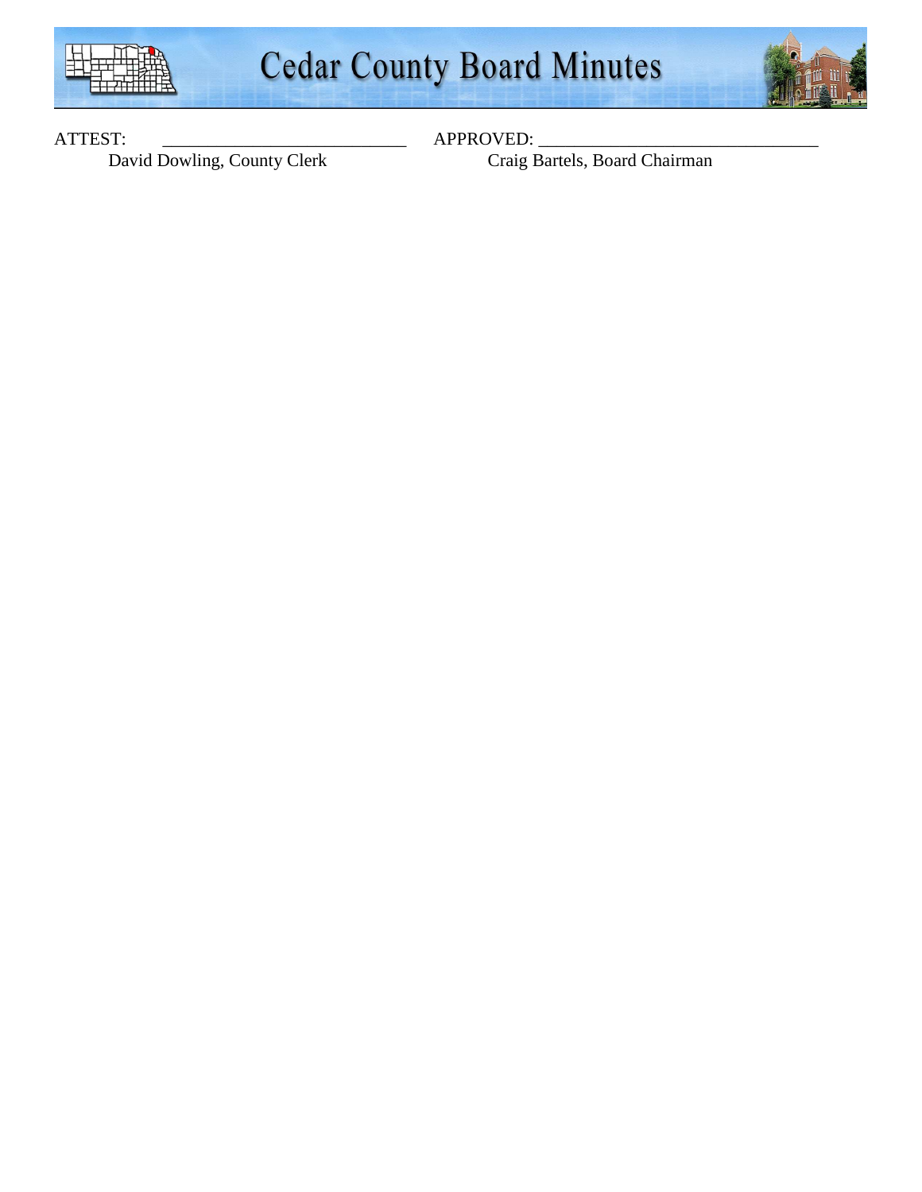ATTEST: ____________________________ APPROVED: ________________________________

David Dowling, County Clerk Craig Bartels, Board Chairman